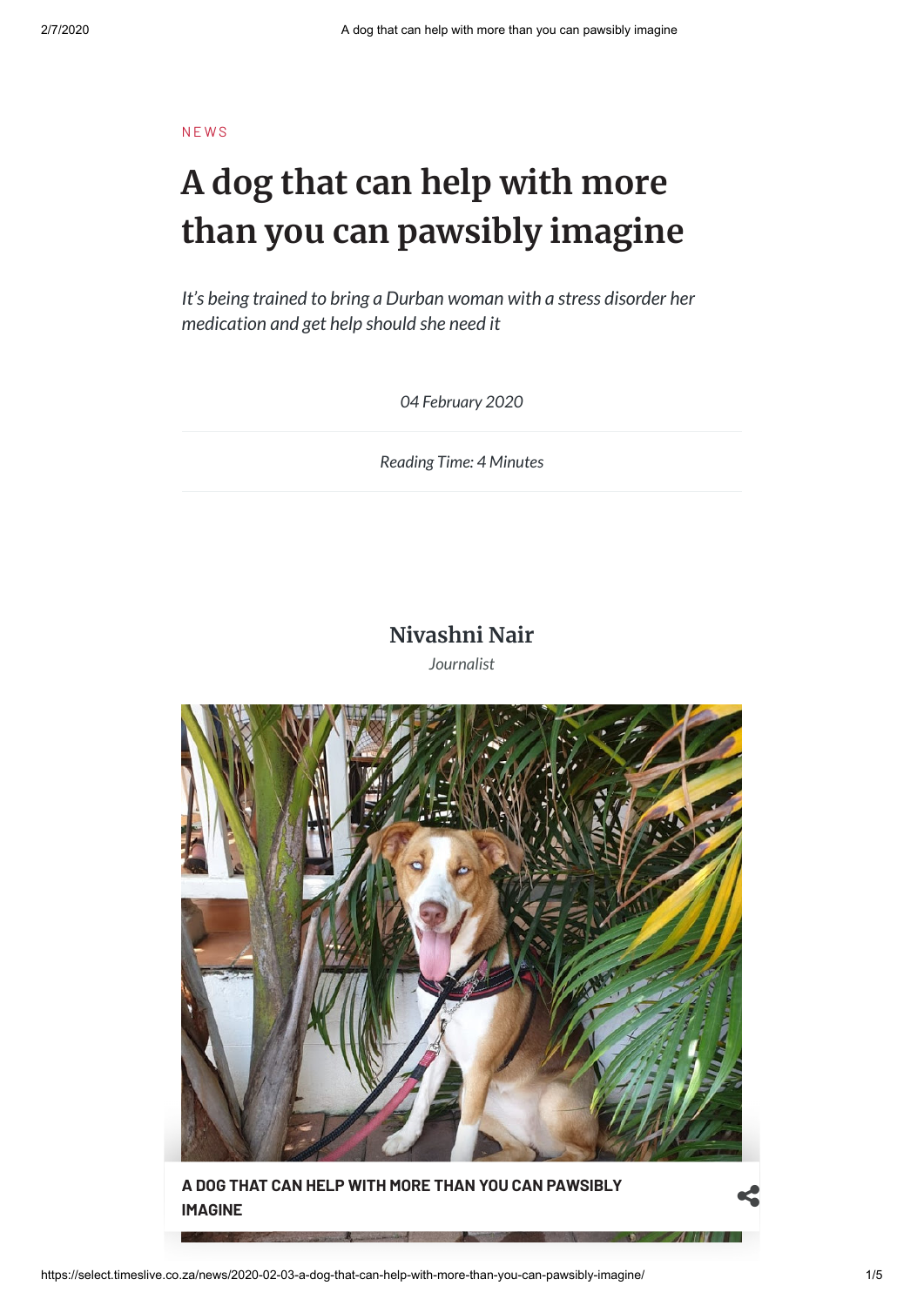NEWS

# A dog that can help with more than you can pawsibly imagine

*It's being trained to bring a Durban woman with a stress disorder her medication and get help should she need it*

*04 February 2020*

*Reading Time: 4 Minutes*

**Nivashni Nair**

*Journalist*

**A DOG THAT CAN HELP WITH MORE THAN YOU CAN PAWSIBLY IMAGINE**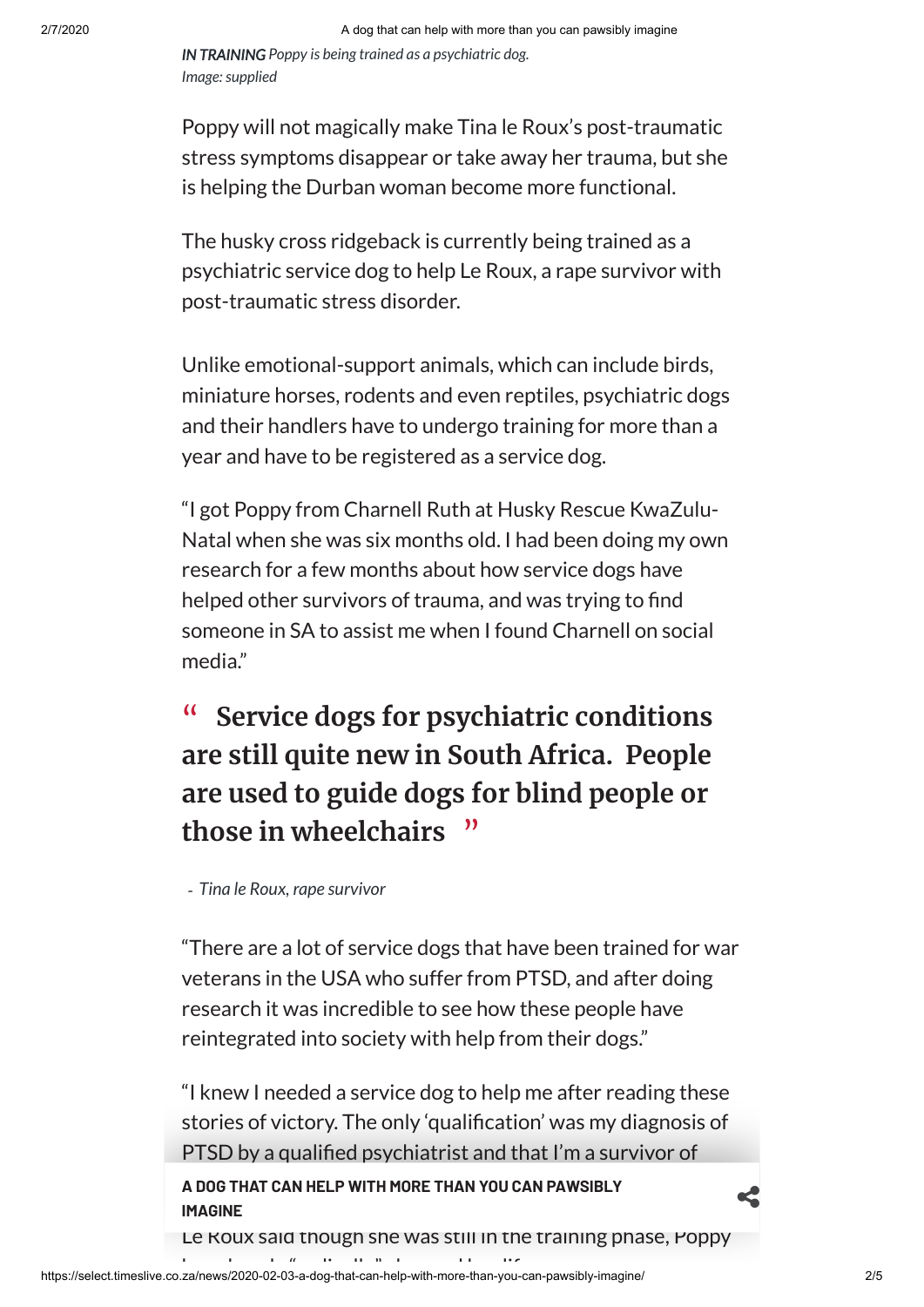*IN TRAINING* *Poppy is being trained as a psychiatric dog.*
*Image: supplied*

Poppy will not magically make Tina le Roux's post-traumatic stress symptoms disappear or take away her trauma, but she is helping the Durban woman become more functional.

The husky cross ridgeback is currently being trained as a psychiatric service dog to help Le Roux, a rape survivor with post-traumatic stress disorder.

Unlike emotional-support animals, which can include birds, miniature horses, rodents and even reptiles, psychiatric dogs and their handlers have to undergo training for more than a year and have to be registered as a service dog.

"I got Poppy from Charnell Ruth at Husky Rescue KwaZulu-Natal when she was six months old. I had been doing my own research for a few months about how service dogs have helped other survivors of trauma, and was trying to find someone in SA to assist me when I found Charnell on social media."

> **"Service dogs for psychiatric conditions are still quite new in South Africa. People are used to guide dogs for blind people or those in wheelchairs"**
>
> \- *Tina le Roux, rape survivor*

"There are a lot of service dogs that have been trained for war veterans in the USA who suffer from PTSD, and after doing research it was incredible to see how these people have reintegrated into society with help from their dogs."

"I knew I needed a service dog to help me after reading these stories of victory. The only 'qualification' was my diagnosis of PTSD by a qualified psychiatrist and that I'm a survivor of

**A DOG THAT CAN HELP WITH MORE THAN YOU CAN PAWSIBLY IMAGINE**

Le Roux said though she was still in the training phase, Poppy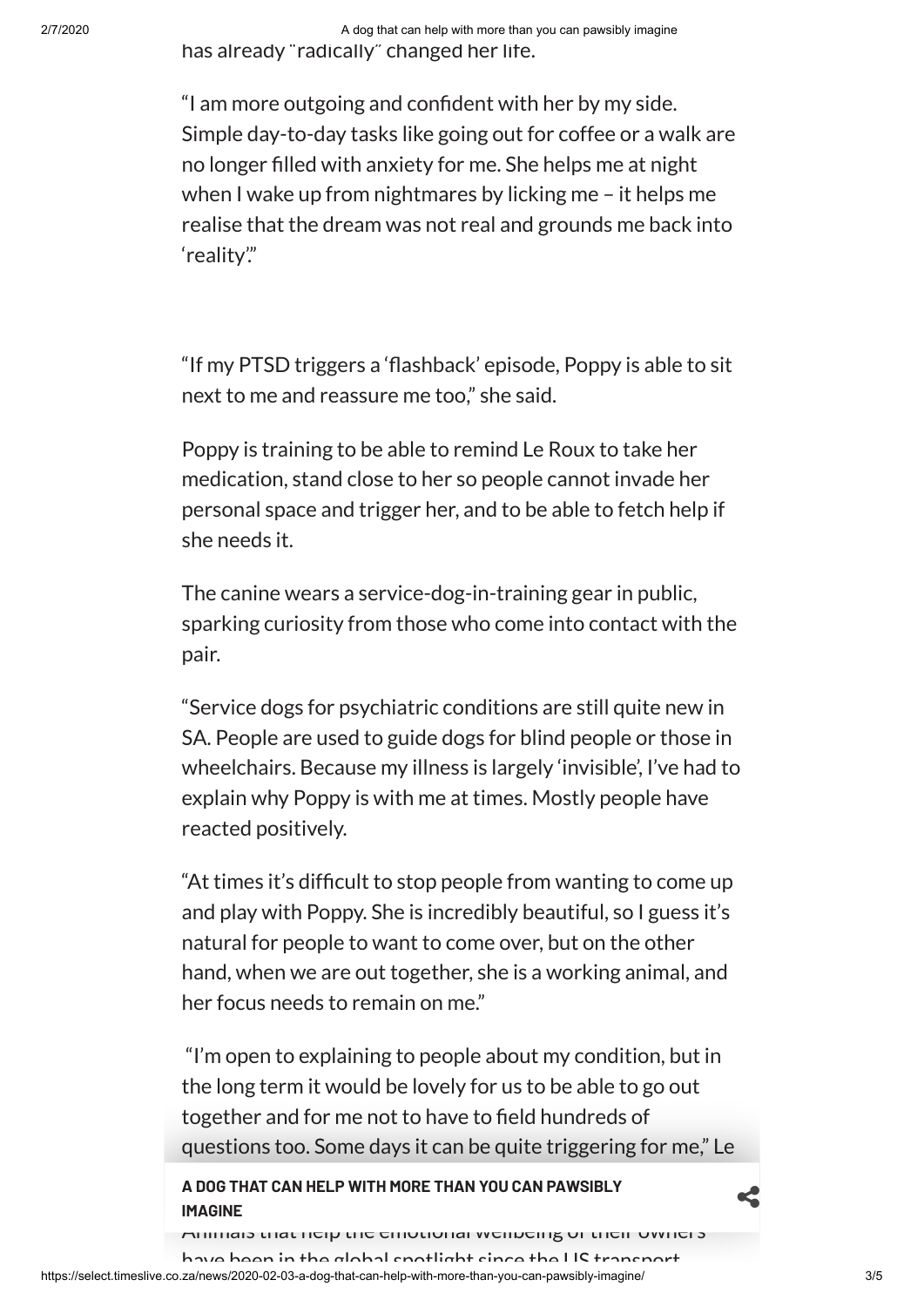has already "radically" changed her life.

"I am more outgoing and confident with her by my side. Simple day-to-day tasks like going out for coffee or a walk are no longer filled with anxiety for me. She helps me at night when I wake up from nightmares by licking me – it helps me realise that the dream was not real and grounds me back into 'reality'."

"If my PTSD triggers a 'flashback' episode, Poppy is able to sit next to me and reassure me too," she said.

Poppy is training to be able to remind Le Roux to take her medication, stand close to her so people cannot invade her personal space and trigger her, and to be able to fetch help if she needs it.

The canine wears a service-dog-in-training gear in public, sparking curiosity from those who come into contact with the pair.

"Service dogs for psychiatric conditions are still quite new in SA. People are used to guide dogs for blind people or those in wheelchairs. Because my illness is largely 'invisible', I've had to explain why Poppy is with me at times. Mostly people have reacted positively.

"At times it's difficult to stop people from wanting to come up and play with Poppy. She is incredibly beautiful, so I guess it's natural for people to want to come over, but on the other hand, when we are out together, she is a working animal, and her focus needs to remain on me."

"I'm open to explaining to people about my condition, but in the long term it would be lovely for us to be able to go out together and for me not to have to field hundreds of questions too. Some days it can be quite triggering for me," Le

**A DOG THAT CAN HELP WITH MORE THAN YOU CAN PAWSIBLY IMAGINE**

Animals that help the emotional wellbeing of their owners have been in the global spotlight since the US transport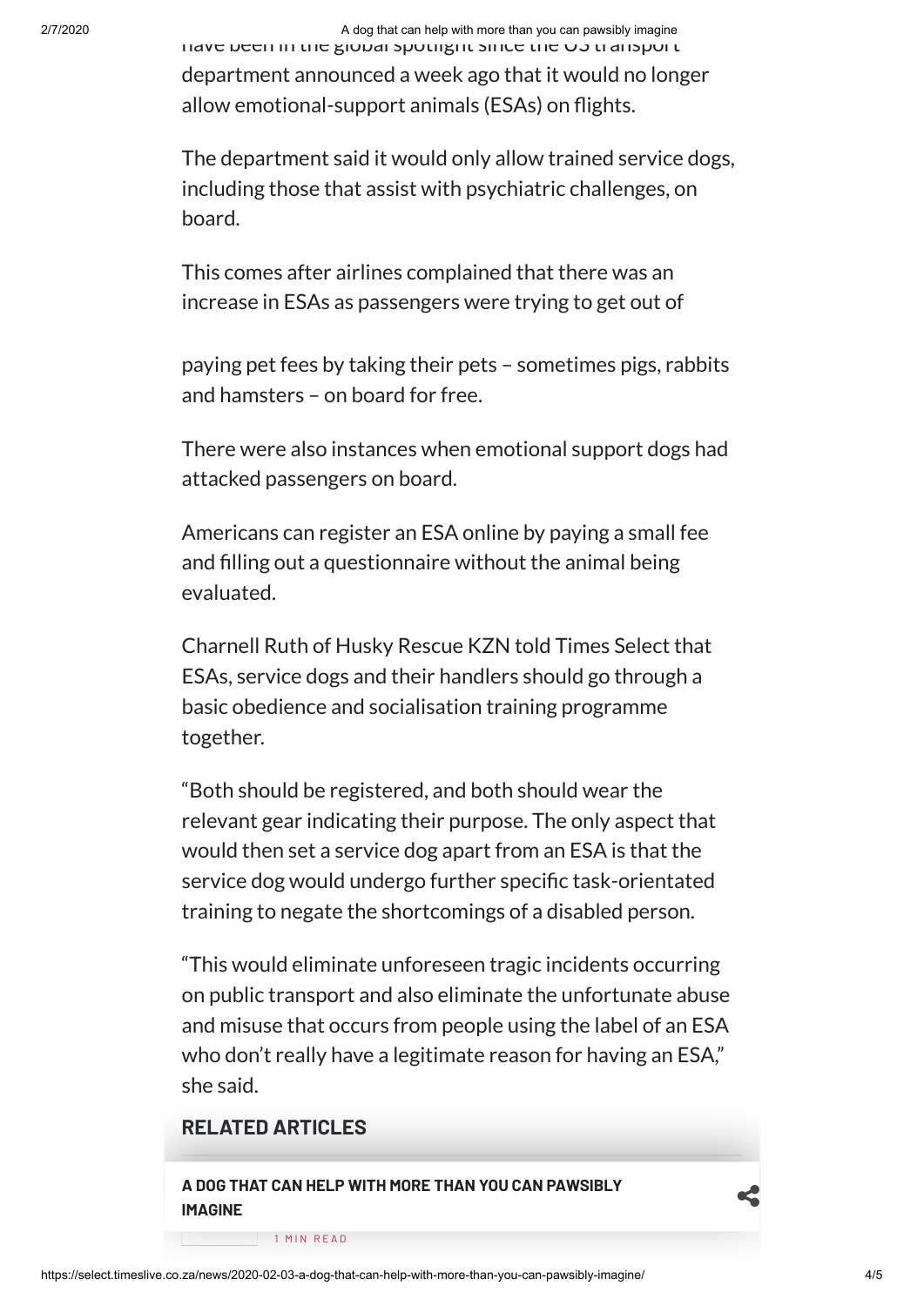have been in the global spotlight since the US transport department announced a week ago that it would no longer allow emotional-support animals (ESAs) on flights.

The department said it would only allow trained service dogs, including those that assist with psychiatric challenges, on board.

This comes after airlines complained that there was an increase in ESAs as passengers were trying to get out of paying pet fees by taking their pets – sometimes pigs, rabbits and hamsters – on board for free.

There were also instances when emotional support dogs had attacked passengers on board.

Americans can register an ESA online by paying a small fee and filling out a questionnaire without the animal being evaluated.

Charnell Ruth of Husky Rescue KZN told Times Select that ESAs, service dogs and their handlers should go through a basic obedience and socialisation training programme together.

“Both should be registered, and both should wear the relevant gear indicating their purpose. The only aspect that would then set a service dog apart from an ESA is that the service dog would undergo further specific task-orientated training to negate the shortcomings of a disabled person.

“This would eliminate unforeseen tragic incidents occurring on public transport and also eliminate the unfortunate abuse and misuse that occurs from people using the label of an ESA who don’t really have a legitimate reason for having an ESA,” she said.

## RELATED ARTICLES

**A DOG THAT CAN HELP WITH MORE THAN YOU CAN PAWSIBLY IMAGINE**

1 MIN READ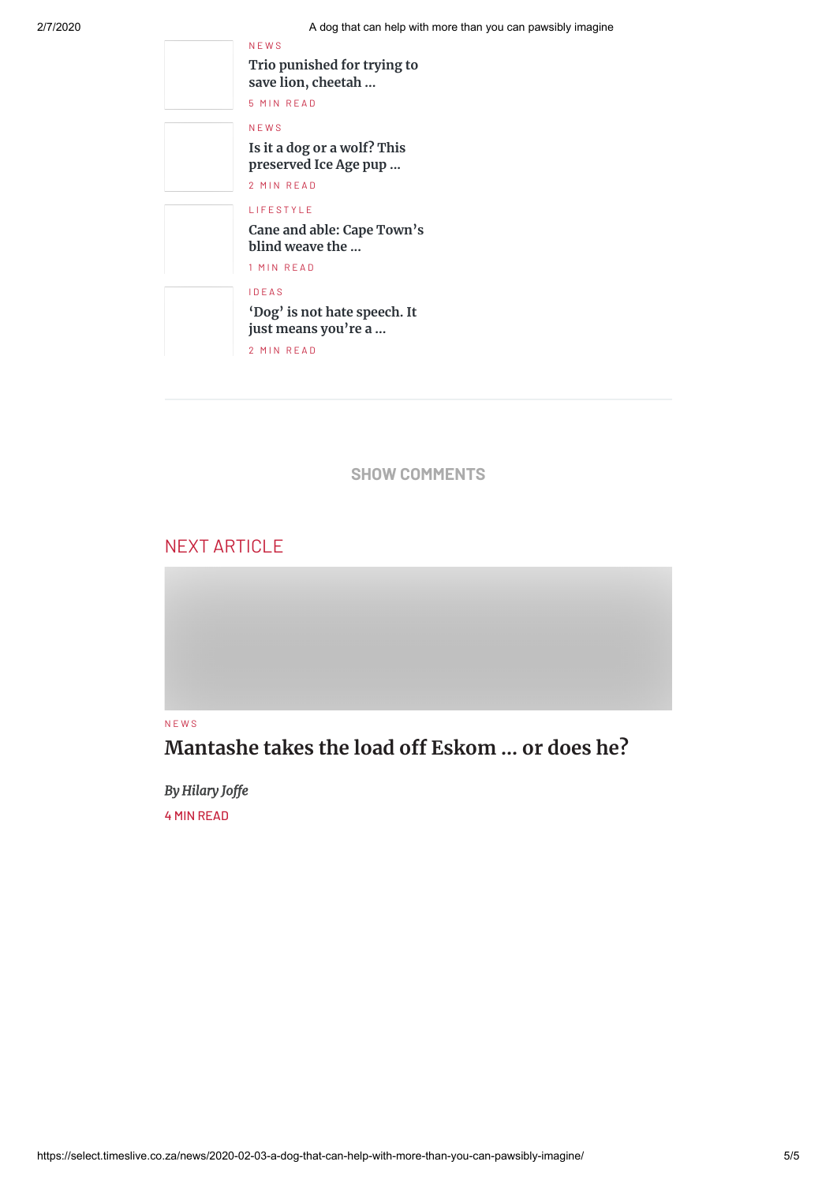NEWS

**Trio punished for trying to save lion, cheetah ...**

5 MIN READ

NEWS

**Is it a dog or a wolf? This preserved Ice Age pup ...**

2 MIN READ

LIFESTYLE

**Cane and able: Cape Town's blind weave the ...**

1 MIN READ

IDEAS

**'Dog' is not hate speech. It just means you're a ...**

2 MIN READ

SHOW COMMENTS

## NEXT ARTICLE

NEWS

# Mantashe takes the load off Eskom ... or does he?

*By Hilary Joffe*

4 MIN READ